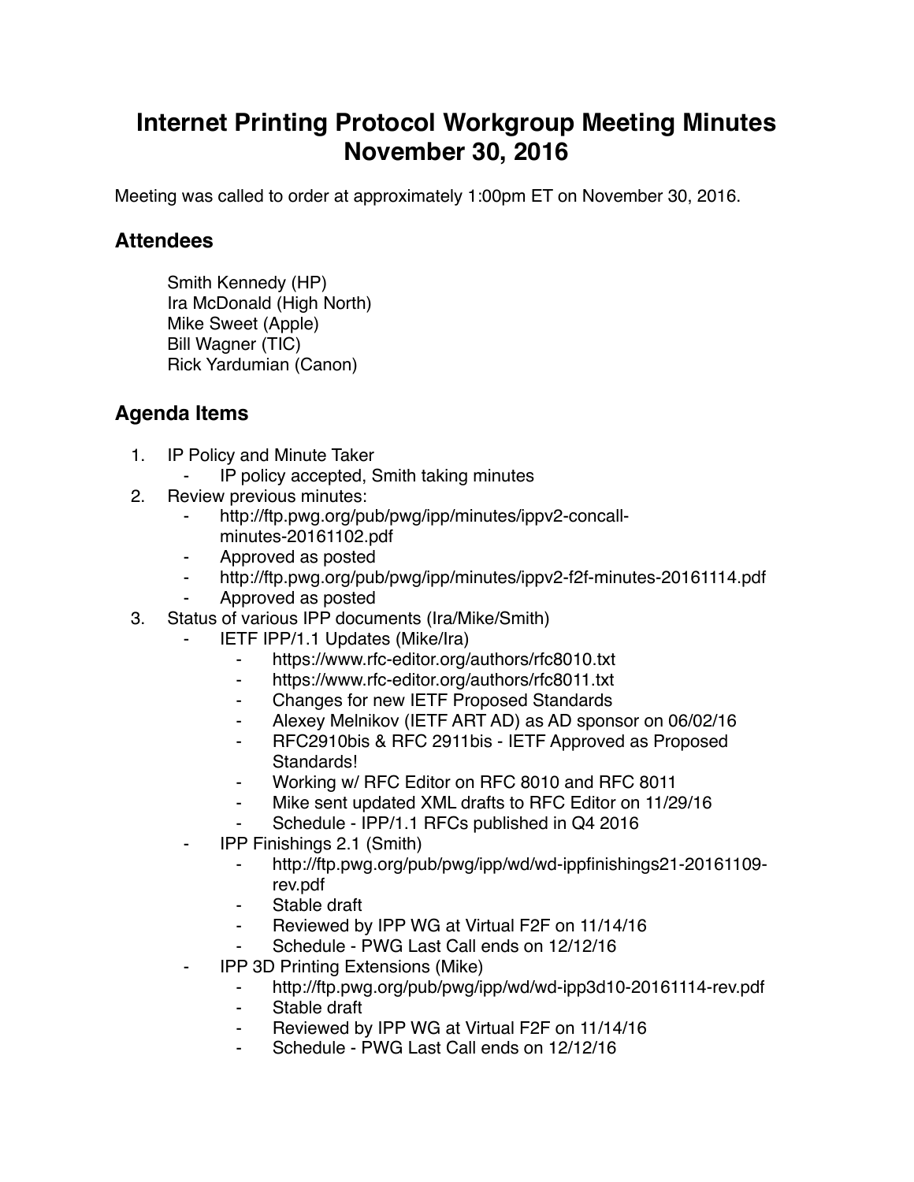# Internet Printing Protocol Workgroup Meeting Minutes November 30, 2016

Meeting was called to order at approximately 1:00pm ET on November 30, 2016.

## Attendees

Smith Kennedy (HP)
Ira McDonald (High North)
Mike Sweet (Apple)
Bill Wagner (TIC)
Rick Yardumian (Canon)

## Agenda Items

1. IP Policy and Minute Taker
    - IP policy accepted, Smith taking minutes
2. Review previous minutes:
    - http://ftp.pwg.org/pub/pwg/ipp/minutes/ippv2-concall-minutes-20161102.pdf
    - Approved as posted
    - http://ftp.pwg.org/pub/pwg/ipp/minutes/ippv2-f2f-minutes-20161114.pdf
    - Approved as posted
3. Status of various IPP documents (Ira/Mike/Smith)
    - IETF IPP/1.1 Updates (Mike/Ira)
        - https://www.rfc-editor.org/authors/rfc8010.txt
        - https://www.rfc-editor.org/authors/rfc8011.txt
        - Changes for new IETF Proposed Standards
        - Alexey Melnikov (IETF ART AD) as AD sponsor on 06/02/16
        - RFC2910bis & RFC 2911bis - IETF Approved as Proposed Standards!
        - Working w/ RFC Editor on RFC 8010 and RFC 8011
        - Mike sent updated XML drafts to RFC Editor on 11/29/16
        - Schedule - IPP/1.1 RFCs published in Q4 2016
    - IPP Finishings 2.1 (Smith)
        - http://ftp.pwg.org/pub/pwg/ipp/wd/wd-ippfinishings21-20161109-rev.pdf
        - Stable draft
        - Reviewed by IPP WG at Virtual F2F on 11/14/16
        - Schedule - PWG Last Call ends on 12/12/16
    - IPP 3D Printing Extensions (Mike)
        - http://ftp.pwg.org/pub/pwg/ipp/wd/wd-ipp3d10-20161114-rev.pdf
        - Stable draft
        - Reviewed by IPP WG at Virtual F2F on 11/14/16
        - Schedule - PWG Last Call ends on 12/12/16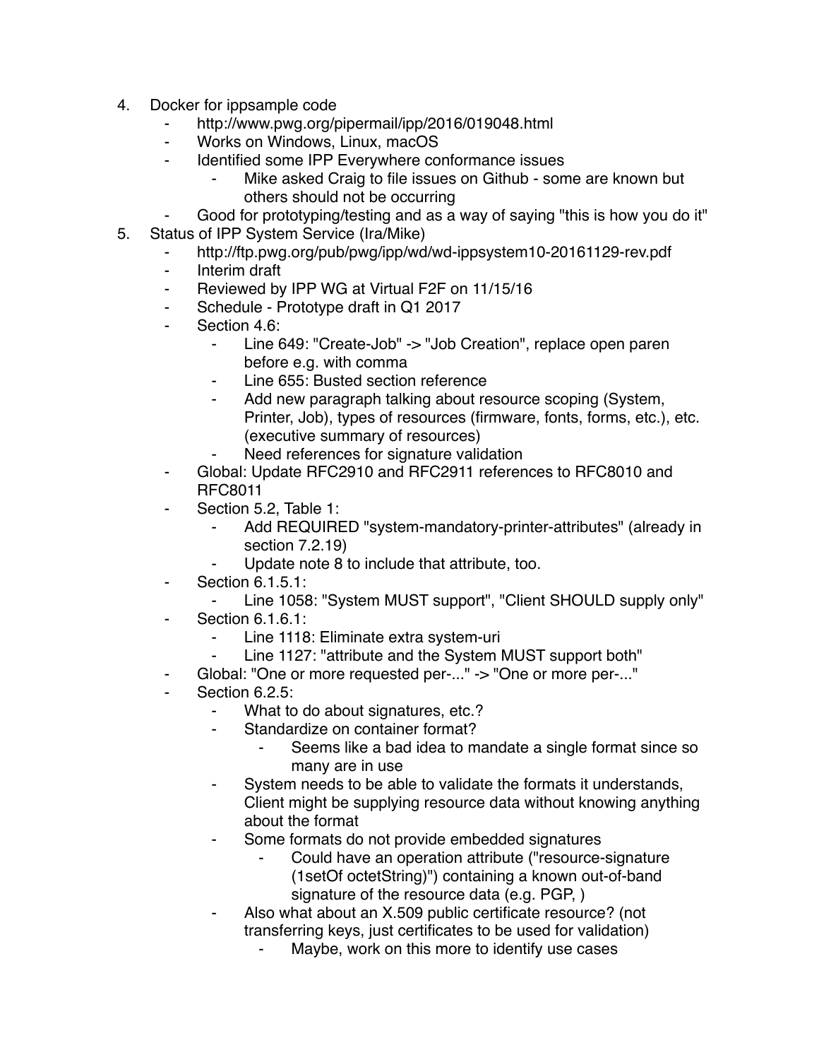4. Docker for ippsample code
    - http://www.pwg.org/pipermail/ipp/2016/019048.html
    - Works on Windows, Linux, macOS
    - Identified some IPP Everywhere conformance issues
        - Mike asked Craig to file issues on Github - some are known but others should not be occurring
    - Good for prototyping/testing and as a way of saying "this is how you do it"
5. Status of IPP System Service (Ira/Mike)
    - http://ftp.pwg.org/pub/pwg/ipp/wd/wd-ippsystem10-20161129-rev.pdf
    - Interim draft
    - Reviewed by IPP WG at Virtual F2F on 11/15/16
    - Schedule - Prototype draft in Q1 2017
    - Section 4.6:
        - Line 649: "Create-Job" -> "Job Creation", replace open paren before e.g. with comma
        - Line 655: Busted section reference
        - Add new paragraph talking about resource scoping (System, Printer, Job), types of resources (firmware, fonts, forms, etc.), etc. (executive summary of resources)
        - Need references for signature validation
    - Global: Update RFC2910 and RFC2911 references to RFC8010 and RFC8011
    - Section 5.2, Table 1:
        - Add REQUIRED "system-mandatory-printer-attributes" (already in section 7.2.19)
        - Update note 8 to include that attribute, too.
    - Section 6.1.5.1:
        - Line 1058: "System MUST support", "Client SHOULD supply only"
    - Section 6.1.6.1:
        - Line 1118: Eliminate extra system-uri
        - Line 1127: "attribute and the System MUST support both"
    - Global: "One or more requested per-..." -> "One or more per-..."
    - Section 6.2.5:
        - What to do about signatures, etc.?
        - Standardize on container format?
            - Seems like a bad idea to mandate a single format since so many are in use
        - System needs to be able to validate the formats it understands, Client might be supplying resource data without knowing anything about the format
        - Some formats do not provide embedded signatures
            - Could have an operation attribute ("resource-signature (1setOf octetString)") containing a known out-of-band signature of the resource data (e.g. PGP, )
        - Also what about an X.509 public certificate resource? (not transferring keys, just certificates to be used for validation)
            - Maybe, work on this more to identify use cases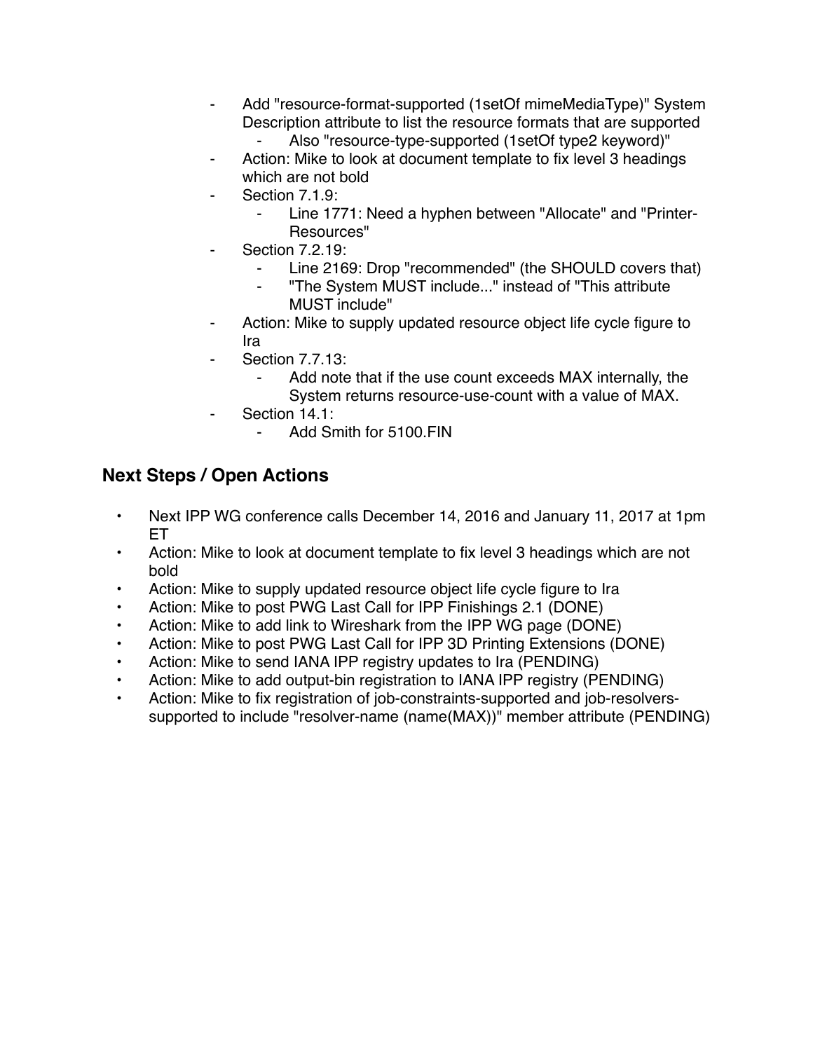- Add "resource-format-supported (1setOf mimeMediaType)" System Description attribute to list the resource formats that are supported
    - Also "resource-type-supported (1setOf type2 keyword)"
- Action: Mike to look at document template to fix level 3 headings which are not bold
- Section 7.1.9:
    - Line 1771: Need a hyphen between "Allocate" and "Printer-Resources"
- Section 7.2.19:
    - Line 2169: Drop "recommended" (the SHOULD covers that)
    - "The System MUST include..." instead of "This attribute MUST include"
- Action: Mike to supply updated resource object life cycle figure to Ira
- Section 7.7.13:
    - Add note that if the use count exceeds MAX internally, the System returns resource-use-count with a value of MAX.
- Section 14.1:
    - Add Smith for 5100.FIN

## Next Steps / Open Actions

- Next IPP WG conference calls December 14, 2016 and January 11, 2017 at 1pm ET
- Action: Mike to look at document template to fix level 3 headings which are not bold
- Action: Mike to supply updated resource object life cycle figure to Ira
- Action: Mike to post PWG Last Call for IPP Finishings 2.1 (DONE)
- Action: Mike to add link to Wireshark from the IPP WG page (DONE)
- Action: Mike to post PWG Last Call for IPP 3D Printing Extensions (DONE)
- Action: Mike to send IANA IPP registry updates to Ira (PENDING)
- Action: Mike to add output-bin registration to IANA IPP registry (PENDING)
- Action: Mike to fix registration of job-constraints-supported and job-resolvers-supported to include "resolver-name (name(MAX))" member attribute (PENDING)